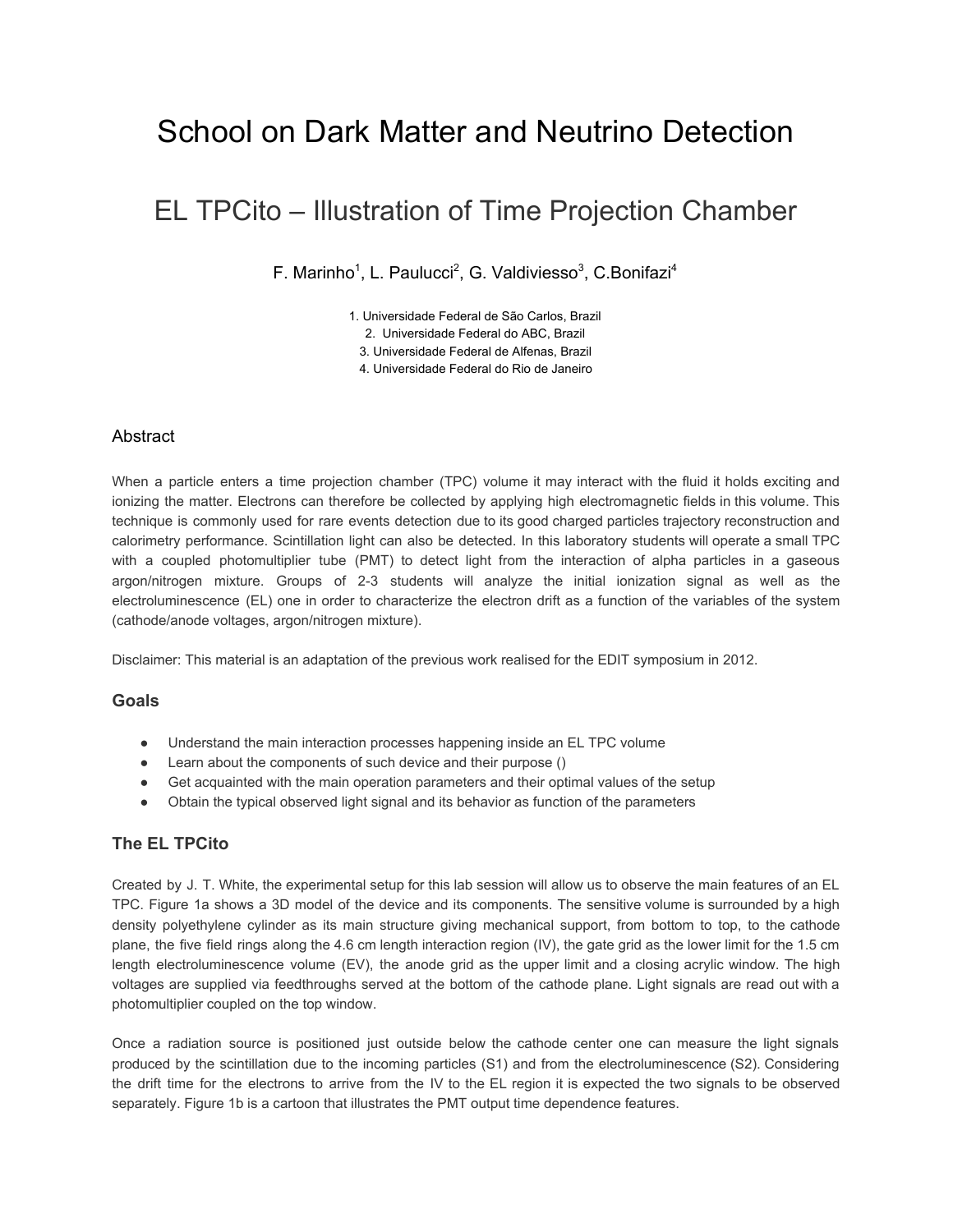# School on Dark Matter and Neutrino Detection

## EL TPCito – Illustration of Time Projection Chamber

F. Marinho[1], L. Paulucci[2], G. Valdiviesso[3], C.Bonifazi[4]

1. Universidade Federal de São Carlos, Brazil
2. Universidade Federal do ABC, Brazil
3. Universidade Federal de Alfenas, Brazil
4. Universidade Federal do Rio de Janeiro

### Abstract

When a particle enters a time projection chamber (TPC) volume it may interact with the fluid it holds exciting and ionizing the matter. Electrons can therefore be collected by applying high electromagnetic fields in this volume. This technique is commonly used for rare events detection due to its good charged particles trajectory reconstruction and calorimetry performance. Scintillation light can also be detected. In this laboratory students will operate a small TPC with a coupled photomultiplier tube (PMT) to detect light from the interaction of alpha particles in a gaseous argon/nitrogen mixture. Groups of 2-3 students will analyze the initial ionization signal as well as the electroluminescence (EL) one in order to characterize the electron drift as a function of the variables of the system (cathode/anode voltages, argon/nitrogen mixture).

Disclaimer: This material is an adaptation of the previous work realised for the EDIT symposium in 2012.

### Goals

- Understand the main interaction processes happening inside an EL TPC volume
- Learn about the components of such device and their purpose ()
- Get acquainted with the main operation parameters and their optimal values of the setup
- Obtain the typical observed light signal and its behavior as function of the parameters

### The EL TPCito

Created by J. T. White, the experimental setup for this lab session will allow us to observe the main features of an EL TPC. Figure 1a shows a 3D model of the device and its components. The sensitive volume is surrounded by a high density polyethylene cylinder as its main structure giving mechanical support, from bottom to top, to the cathode plane, the five field rings along the 4.6 cm length interaction region (IV), the gate grid as the lower limit for the 1.5 cm length electroluminescence volume (EV), the anode grid as the upper limit and a closing acrylic window. The high voltages are supplied via feedthroughs served at the bottom of the cathode plane. Light signals are read out with a photomultiplier coupled on the top window.

Once a radiation source is positioned just outside below the cathode center one can measure the light signals produced by the scintillation due to the incoming particles (S1) and from the electroluminescence (S2). Considering the drift time for the electrons to arrive from the IV to the EL region it is expected the two signals to be observed separately. Figure 1b is a cartoon that illustrates the PMT output time dependence features.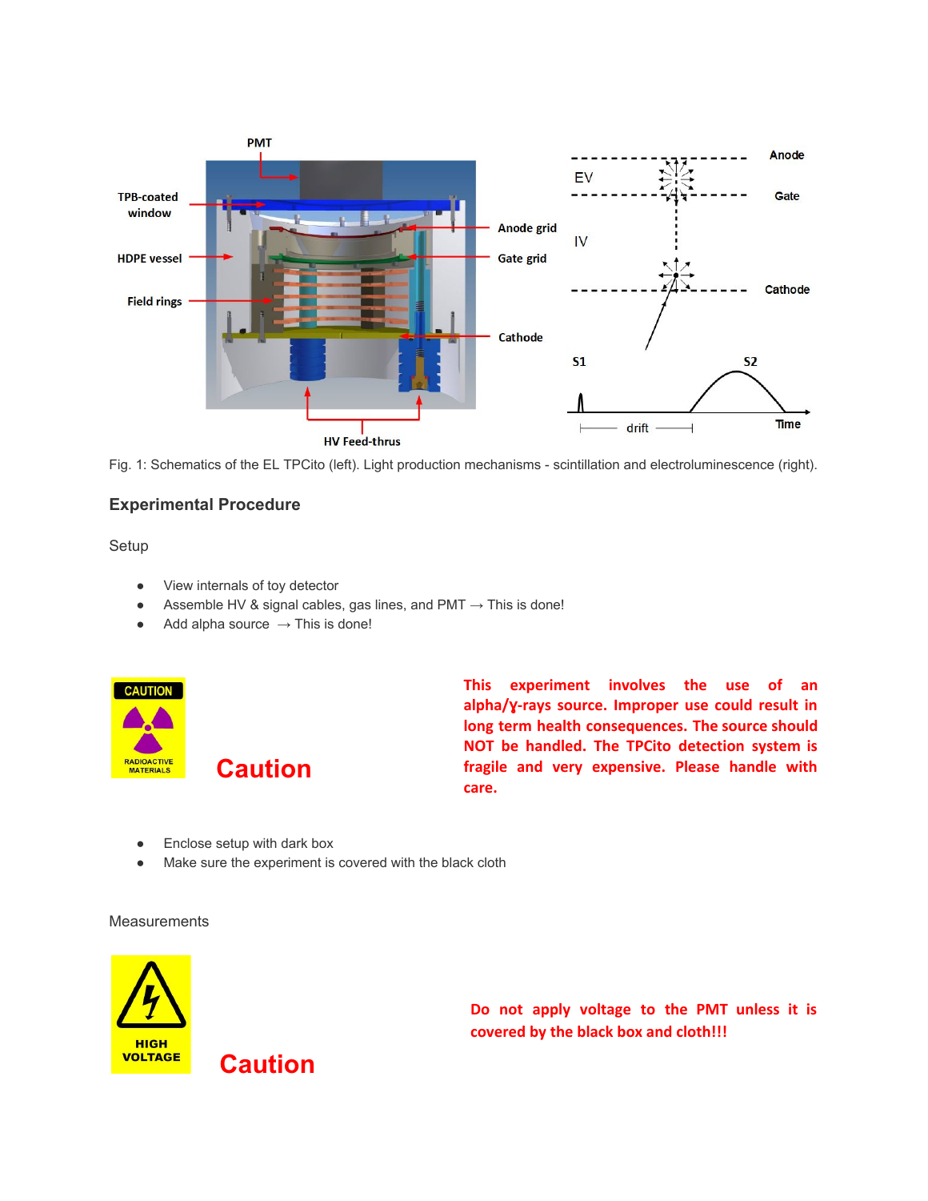Fig. 1: Schematics of the EL TPCito (left). Light production mechanisms - scintillation and electroluminescence (right).

## Experimental Procedure

### Setup

- View internals of toy detector
- Assemble HV & signal cables, gas lines, and PMT → This is done!
- Add alpha source → This is done!

**Caution**

**This experiment involves the use of an alpha/ɣ-rays source. Improper use could result in long term health consequences. The source should NOT be handled. The TPCito detection system is fragile and very expensive. Please handle with care.**

- Enclose setup with dark box
- Make sure the experiment is covered with the black cloth

### Measurements

**Caution**

**Do not apply voltage to the PMT unless it is covered by the black box and cloth!!!**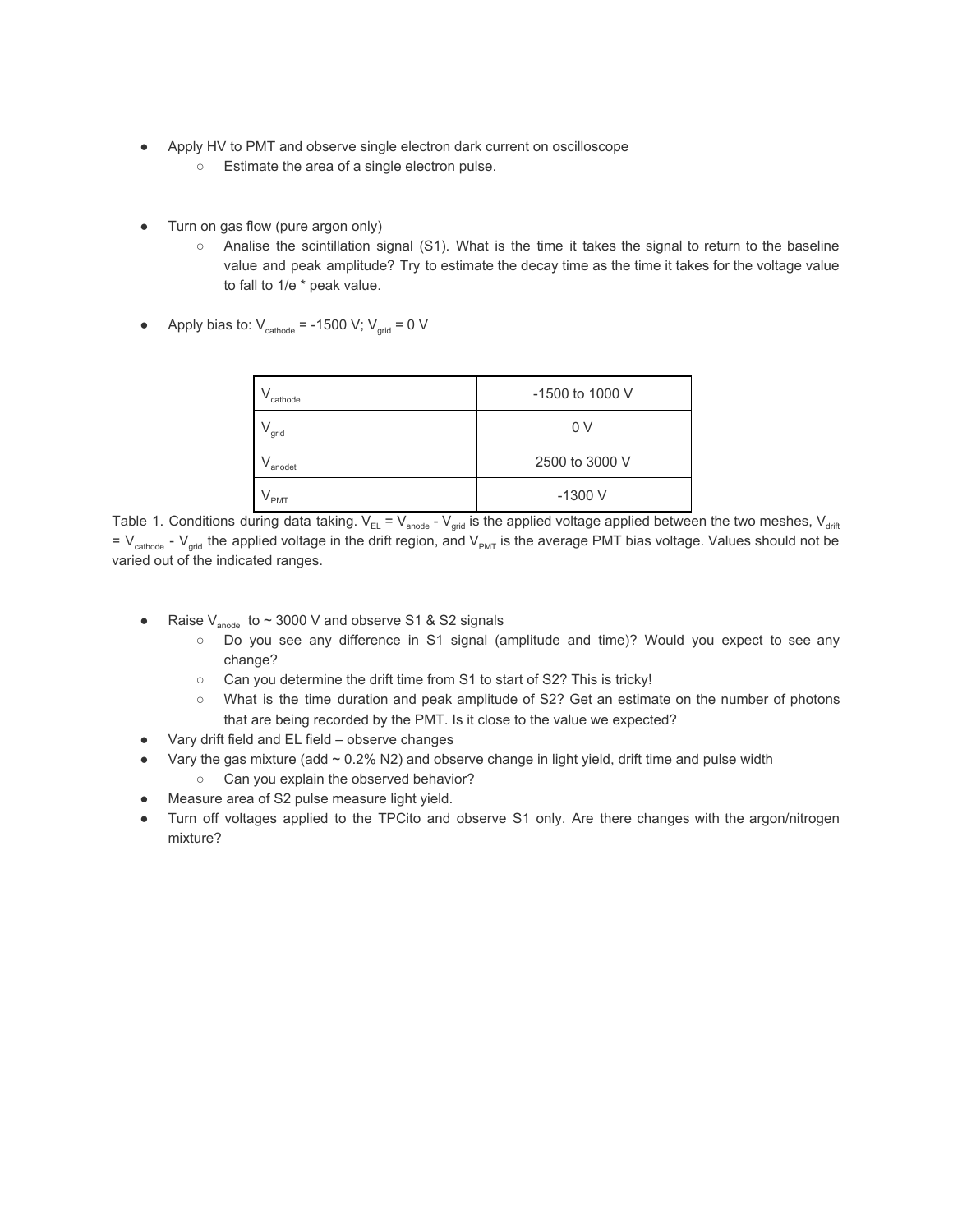- Apply HV to PMT and observe single electron dark current on oscilloscope
    - Estimate the area of a single electron pulse.

- Turn on gas flow (pure argon only)
    - Analise the scintillation signal (S1). What is the time it takes the signal to return to the baseline value and peak amplitude? Try to estimate the decay time as the time it takes for the voltage value to fall to 1/e * peak value.

- Apply bias to: $V_{cathode}$ = -1500 V; $V_{grid}$ = 0 V

| | |
|---|---|
| $V_{cathode}$ | -1500 to 1000 V |
| $V_{grid}$ | 0 V |
| $V_{anodet}$ | 2500 to 3000 V |
| $V_{PMT}$ | -1300 V |

Table 1. Conditions during data taking. $V_{EL} = V_{anode} - V_{grid}$ is the applied voltage applied between the two meshes, $V_{drift} = V_{cathode} - V_{grid}$ the applied voltage in the drift region, and $V_{PMT}$ is the average PMT bias voltage. Values should not be varied out of the indicated ranges.

- Raise $V_{anode}$ to ~ 3000 V and observe S1 & S2 signals
    - Do you see any difference in S1 signal (amplitude and time)? Would you expect to see any change?
    - Can you determine the drift time from S1 to start of S2? This is tricky!
    - What is the time duration and peak amplitude of S2? Get an estimate on the number of photons that are being recorded by the PMT. Is it close to the value we expected?
- Vary drift field and EL field – observe changes
- Vary the gas mixture (add ~ 0.2% N2) and observe change in light yield, drift time and pulse width
    - Can you explain the observed behavior?
- Measure area of S2 pulse measure light yield.
- Turn off voltages applied to the TPCito and observe S1 only. Are there changes with the argon/nitrogen mixture?